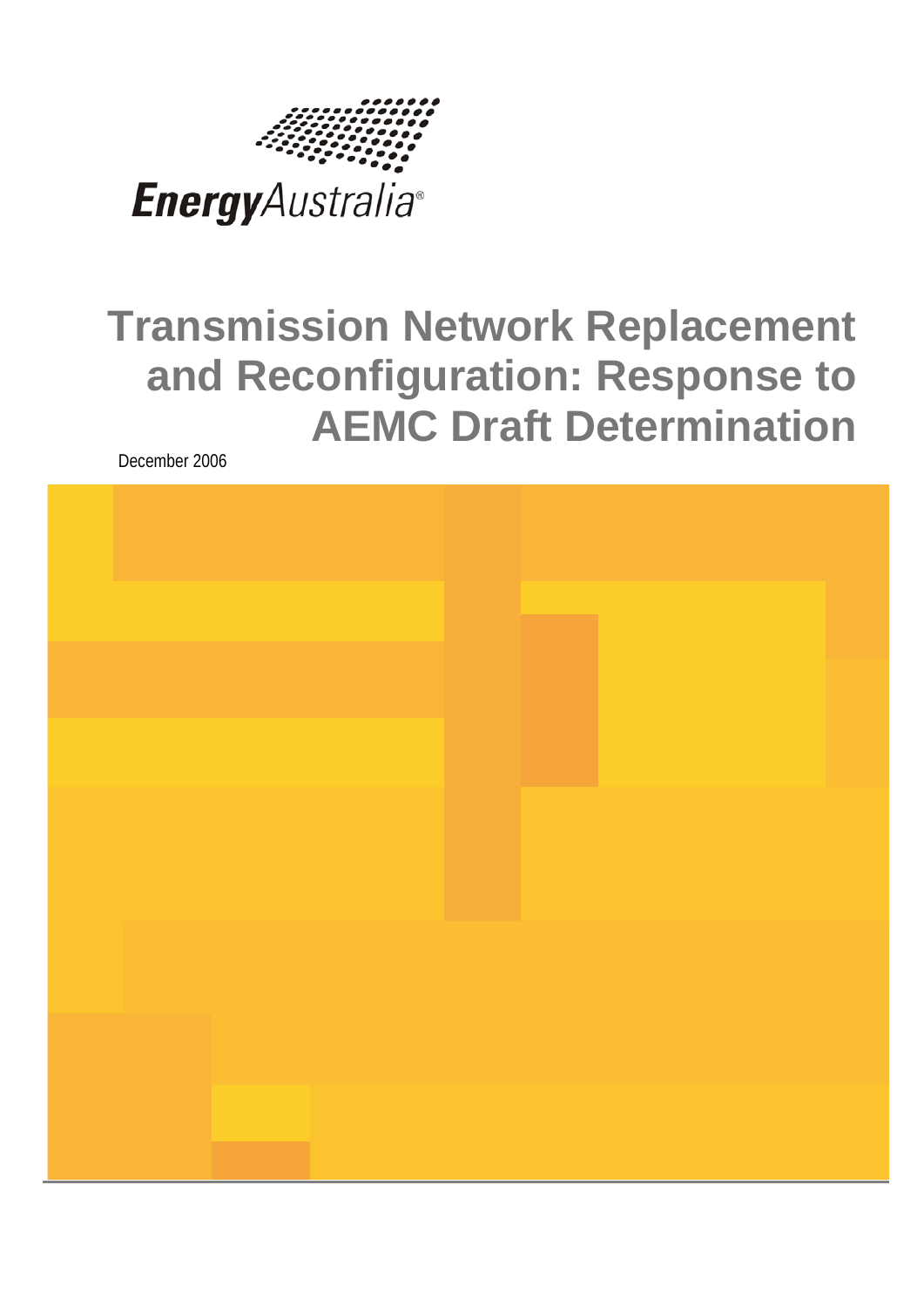EnergyAustralia®

# Transmission Network Replacement and Reconfiguration: Response to AEMC Draft Determination

December 2006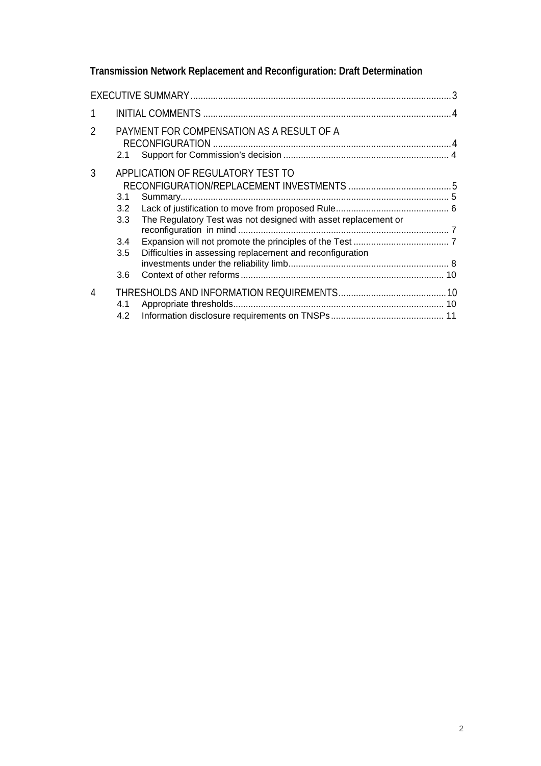**Transmission Network Replacement and Reconfiguration: Draft Determination**

EXECUTIVE SUMMARY ....................................................................................................... 3

1 INITIAL COMMENTS ................................................................................................. 4

2 PAYMENT FOR COMPENSATION AS A RESULT OF A RECONFIGURATION ............................................................................................ 4
   - 2.1 Support for Commission's decision ................................................................. 4

3 APPLICATION OF REGULATORY TEST TO RECONFIGURATION/REPLACEMENT INVESTMENTS ......................................... 5
   - 3.1 Summary......................................................................................................... 5
   - 3.2 Lack of justification to move from proposed Rule............................................ 6
   - 3.3 The Regulatory Test was not designed with asset replacement or reconfiguration in mind .................................................................................. 7
   - 3.4 Expansion will not promote the principles of the Test ...................................... 7
   - 3.5 Difficulties in assessing replacement and reconfiguration investments under the reliability limb............................................................... 8
   - 3.6 Context of other reforms ................................................................................ 10

4 THRESHOLDS AND INFORMATION REQUIREMENTS.......................................... 10
   - 4.1 Appropriate thresholds.................................................................................. 10
   - 4.2 Information disclosure requirements on TNSPs............................................ 11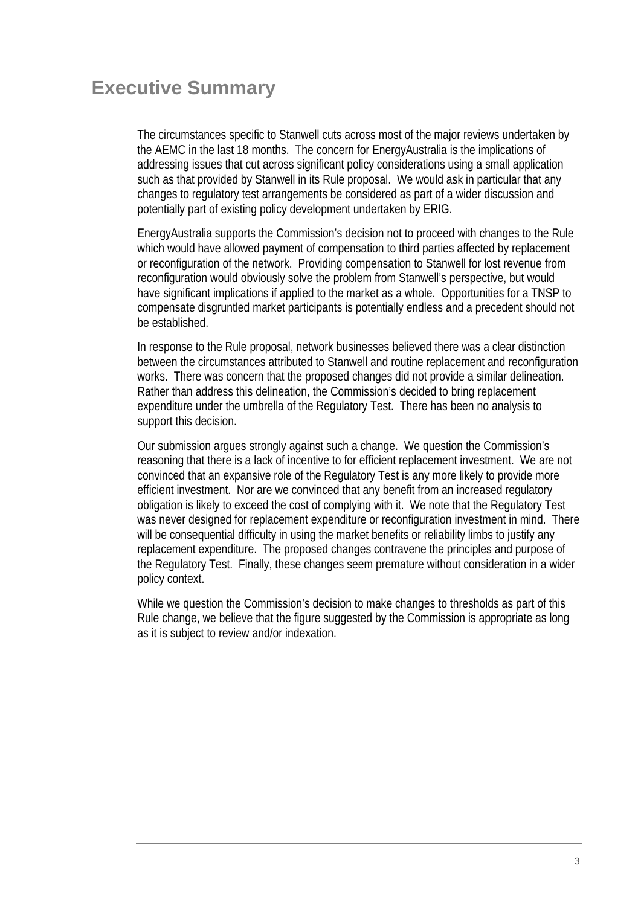# Executive Summary

The circumstances specific to Stanwell cuts across most of the major reviews undertaken by the AEMC in the last 18 months. The concern for EnergyAustralia is the implications of addressing issues that cut across significant policy considerations using a small application such as that provided by Stanwell in its Rule proposal. We would ask in particular that any changes to regulatory test arrangements be considered as part of a wider discussion and potentially part of existing policy development undertaken by ERIG.

EnergyAustralia supports the Commission's decision not to proceed with changes to the Rule which would have allowed payment of compensation to third parties affected by replacement or reconfiguration of the network. Providing compensation to Stanwell for lost revenue from reconfiguration would obviously solve the problem from Stanwell's perspective, but would have significant implications if applied to the market as a whole. Opportunities for a TNSP to compensate disgruntled market participants is potentially endless and a precedent should not be established.

In response to the Rule proposal, network businesses believed there was a clear distinction between the circumstances attributed to Stanwell and routine replacement and reconfiguration works. There was concern that the proposed changes did not provide a similar delineation. Rather than address this delineation, the Commission's decided to bring replacement expenditure under the umbrella of the Regulatory Test. There has been no analysis to support this decision.

Our submission argues strongly against such a change. We question the Commission's reasoning that there is a lack of incentive to for efficient replacement investment. We are not convinced that an expansive role of the Regulatory Test is any more likely to provide more efficient investment. Nor are we convinced that any benefit from an increased regulatory obligation is likely to exceed the cost of complying with it. We note that the Regulatory Test was never designed for replacement expenditure or reconfiguration investment in mind. There will be consequential difficulty in using the market benefits or reliability limbs to justify any replacement expenditure. The proposed changes contravene the principles and purpose of the Regulatory Test. Finally, these changes seem premature without consideration in a wider policy context.

While we question the Commission's decision to make changes to thresholds as part of this Rule change, we believe that the figure suggested by the Commission is appropriate as long as it is subject to review and/or indexation.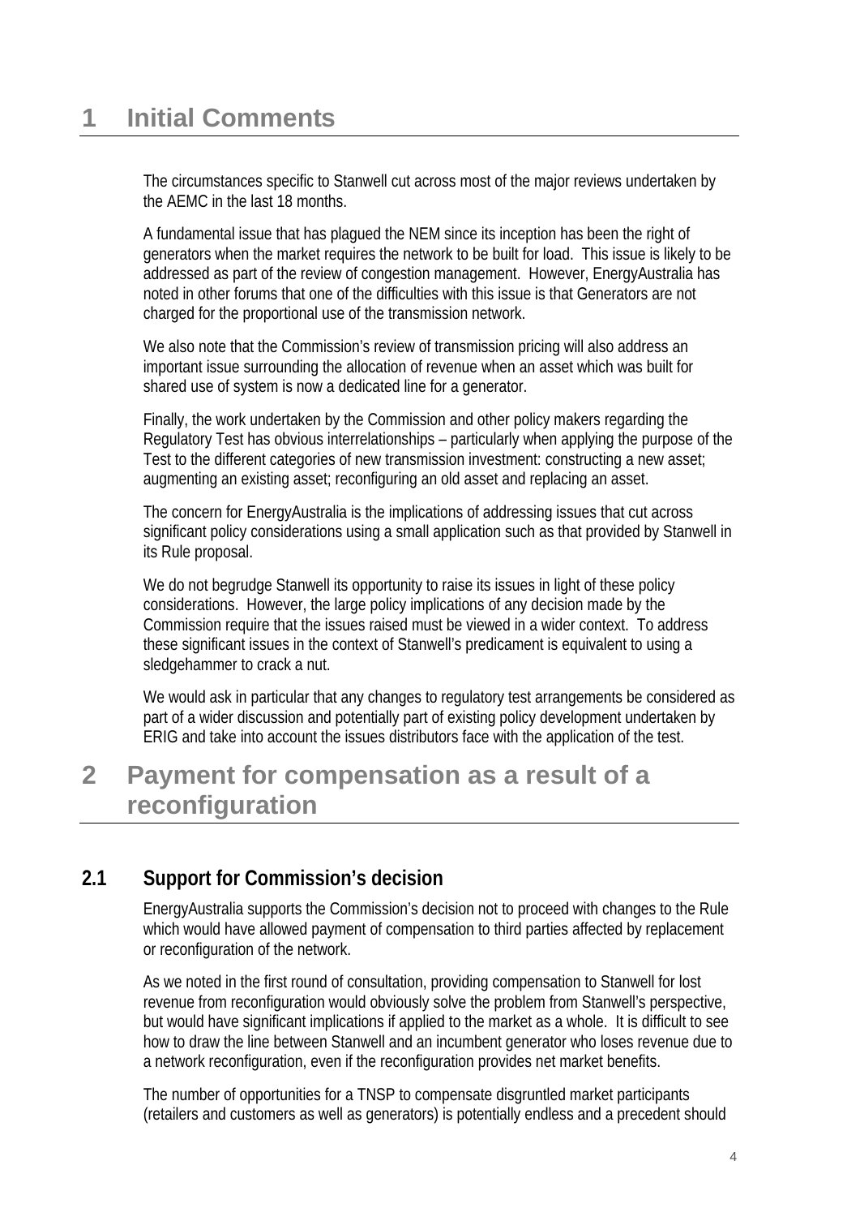# 1 Initial Comments

The circumstances specific to Stanwell cut across most of the major reviews undertaken by the AEMC in the last 18 months.

A fundamental issue that has plagued the NEM since its inception has been the right of generators when the market requires the network to be built for load. This issue is likely to be addressed as part of the review of congestion management. However, EnergyAustralia has noted in other forums that one of the difficulties with this issue is that Generators are not charged for the proportional use of the transmission network.

We also note that the Commission's review of transmission pricing will also address an important issue surrounding the allocation of revenue when an asset which was built for shared use of system is now a dedicated line for a generator.

Finally, the work undertaken by the Commission and other policy makers regarding the Regulatory Test has obvious interrelationships – particularly when applying the purpose of the Test to the different categories of new transmission investment: constructing a new asset; augmenting an existing asset; reconfiguring an old asset and replacing an asset.

The concern for EnergyAustralia is the implications of addressing issues that cut across significant policy considerations using a small application such as that provided by Stanwell in its Rule proposal.

We do not begrudge Stanwell its opportunity to raise its issues in light of these policy considerations. However, the large policy implications of any decision made by the Commission require that the issues raised must be viewed in a wider context. To address these significant issues in the context of Stanwell's predicament is equivalent to using a sledgehammer to crack a nut.

We would ask in particular that any changes to regulatory test arrangements be considered as part of a wider discussion and potentially part of existing policy development undertaken by ERIG and take into account the issues distributors face with the application of the test.

# 2 Payment for compensation as a result of a reconfiguration

## 2.1 Support for Commission's decision

EnergyAustralia supports the Commission's decision not to proceed with changes to the Rule which would have allowed payment of compensation to third parties affected by replacement or reconfiguration of the network.

As we noted in the first round of consultation, providing compensation to Stanwell for lost revenue from reconfiguration would obviously solve the problem from Stanwell's perspective, but would have significant implications if applied to the market as a whole. It is difficult to see how to draw the line between Stanwell and an incumbent generator who loses revenue due to a network reconfiguration, even if the reconfiguration provides net market benefits.

The number of opportunities for a TNSP to compensate disgruntled market participants (retailers and customers as well as generators) is potentially endless and a precedent should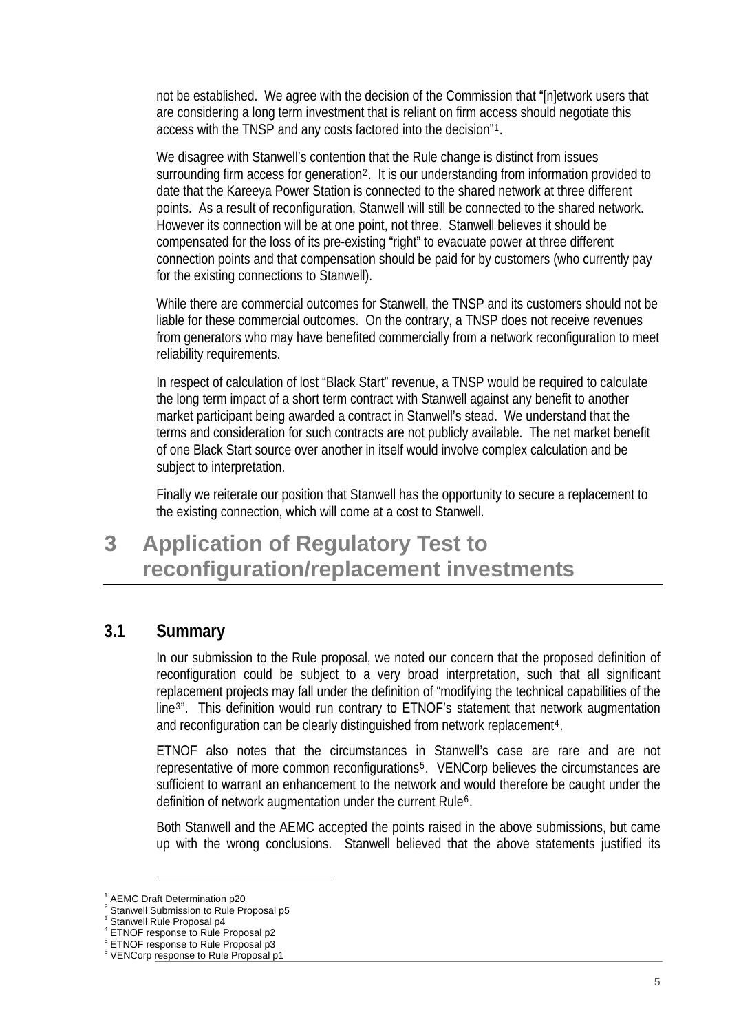not be established. We agree with the decision of the Commission that "[n]etwork users that are considering a long term investment that is reliant on firm access should negotiate this access with the TNSP and any costs factored into the decision"[1].

We disagree with Stanwell's contention that the Rule change is distinct from issues surrounding firm access for generation[2]. It is our understanding from information provided to date that the Kareeya Power Station is connected to the shared network at three different points. As a result of reconfiguration, Stanwell will still be connected to the shared network. However its connection will be at one point, not three. Stanwell believes it should be compensated for the loss of its pre-existing "right" to evacuate power at three different connection points and that compensation should be paid for by customers (who currently pay for the existing connections to Stanwell).

While there are commercial outcomes for Stanwell, the TNSP and its customers should not be liable for these commercial outcomes. On the contrary, a TNSP does not receive revenues from generators who may have benefited commercially from a network reconfiguration to meet reliability requirements.

In respect of calculation of lost "Black Start" revenue, a TNSP would be required to calculate the long term impact of a short term contract with Stanwell against any benefit to another market participant being awarded a contract in Stanwell's stead. We understand that the terms and consideration for such contracts are not publicly available. The net market benefit of one Black Start source over another in itself would involve complex calculation and be subject to interpretation.

Finally we reiterate our position that Stanwell has the opportunity to secure a replacement to the existing connection, which will come at a cost to Stanwell.

# 3 Application of Regulatory Test to reconfiguration/replacement investments

## 3.1 Summary

In our submission to the Rule proposal, we noted our concern that the proposed definition of reconfiguration could be subject to a very broad interpretation, such that all significant replacement projects may fall under the definition of "modifying the technical capabilities of the line[3]". This definition would run contrary to ETNOF's statement that network augmentation and reconfiguration can be clearly distinguished from network replacement[4].

ETNOF also notes that the circumstances in Stanwell's case are rare and are not representative of more common reconfigurations[5]. VENCorp believes the circumstances are sufficient to warrant an enhancement to the network and would therefore be caught under the definition of network augmentation under the current Rule[6].

Both Stanwell and the AEMC accepted the points raised in the above submissions, but came up with the wrong conclusions. Stanwell believed that the above statements justified its

---

[1] AEMC Draft Determination p20
[2] Stanwell Submission to Rule Proposal p5
[3] Stanwell Rule Proposal p4
[4] ETNOF response to Rule Proposal p2
[5] ETNOF response to Rule Proposal p3
[6] VENCorp response to Rule Proposal p1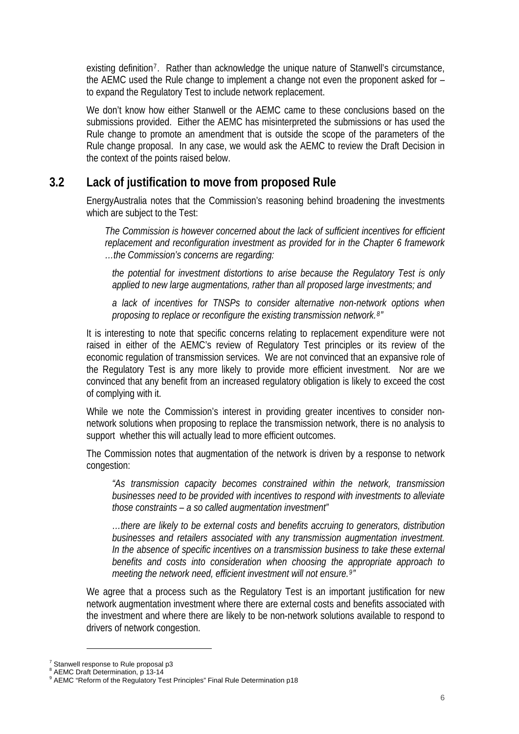existing definition[7]. Rather than acknowledge the unique nature of Stanwell's circumstance, the AEMC used the Rule change to implement a change not even the proponent asked for – to expand the Regulatory Test to include network replacement.

We don't know how either Stanwell or the AEMC came to these conclusions based on the submissions provided. Either the AEMC has misinterpreted the submissions or has used the Rule change to promote an amendment that is outside the scope of the parameters of the Rule change proposal. In any case, we would ask the AEMC to review the Draft Decision in the context of the points raised below.

## 3.2 Lack of justification to move from proposed Rule

EnergyAustralia notes that the Commission's reasoning behind broadening the investments which are subject to the Test:

> *The Commission is however concerned about the lack of sufficient incentives for efficient replacement and reconfiguration investment as provided for in the Chapter 6 framework …the Commission's concerns are regarding:*
>
> *the potential for investment distortions to arise because the Regulatory Test is only applied to new large augmentations, rather than all proposed large investments; and*
>
> *a lack of incentives for TNSPs to consider alternative non-network options when proposing to replace or reconfigure the existing transmission network.[8]"*

It is interesting to note that specific concerns relating to replacement expenditure were not raised in either of the AEMC's review of Regulatory Test principles or its review of the economic regulation of transmission services. We are not convinced that an expansive role of the Regulatory Test is any more likely to provide more efficient investment. Nor are we convinced that any benefit from an increased regulatory obligation is likely to exceed the cost of complying with it.

While we note the Commission's interest in providing greater incentives to consider non-network solutions when proposing to replace the transmission network, there is no analysis to support whether this will actually lead to more efficient outcomes.

The Commission notes that augmentation of the network is driven by a response to network congestion:

> *"As transmission capacity becomes constrained within the network, transmission businesses need to be provided with incentives to respond with investments to alleviate those constraints – a so called augmentation investment"*
>
> *…there are likely to be external costs and benefits accruing to generators, distribution businesses and retailers associated with any transmission augmentation investment. In the absence of specific incentives on a transmission business to take these external benefits and costs into consideration when choosing the appropriate approach to meeting the network need, efficient investment will not ensure.[9]"*

We agree that a process such as the Regulatory Test is an important justification for new network augmentation investment where there are external costs and benefits associated with the investment and where there are likely to be non-network solutions available to respond to drivers of network congestion.

---

[7] Stanwell response to Rule proposal p3

[8] AEMC Draft Determination, p 13-14

[9] AEMC "Reform of the Regulatory Test Principles" Final Rule Determination p18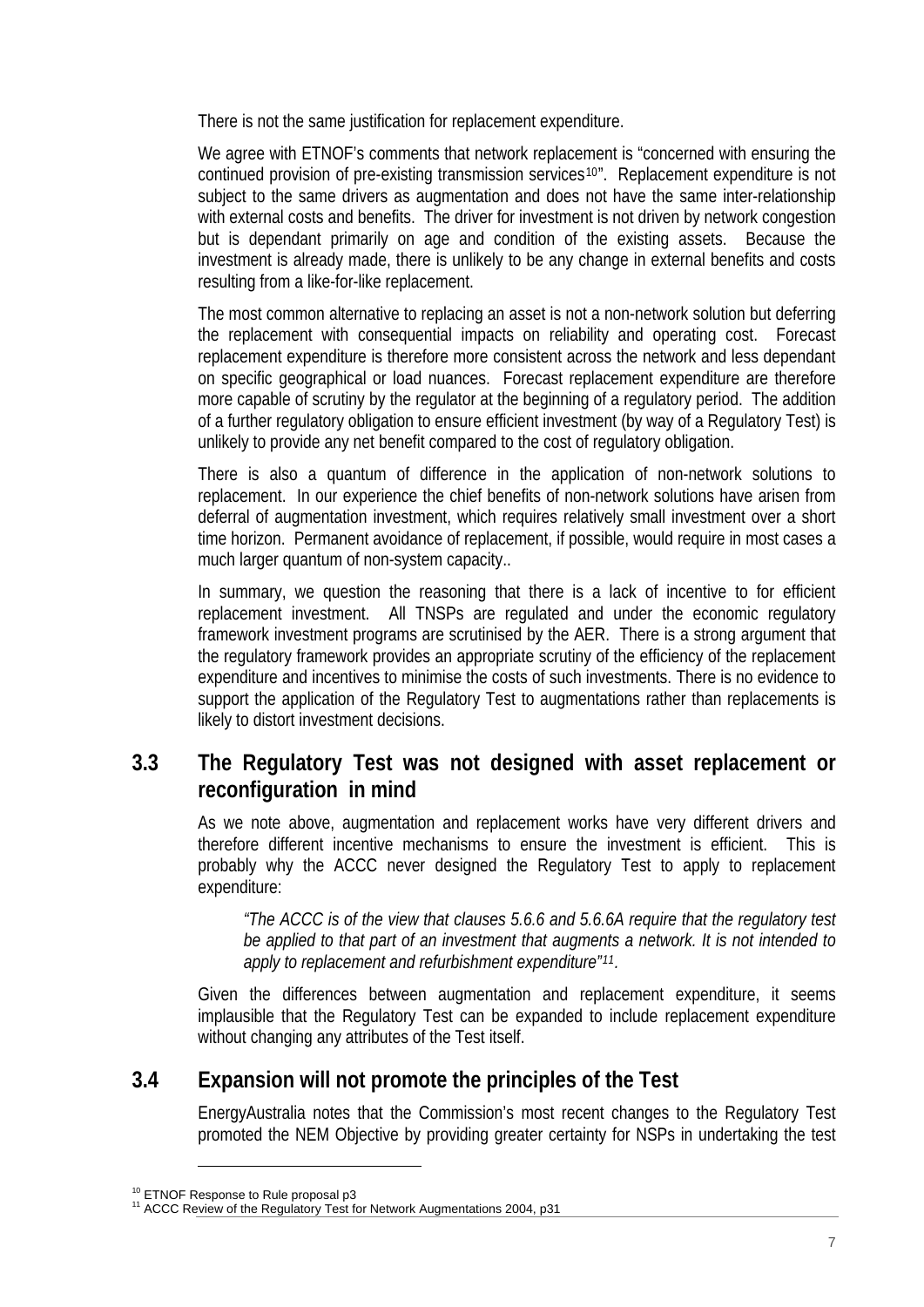There is not the same justification for replacement expenditure.

We agree with ETNOF's comments that network replacement is "concerned with ensuring the continued provision of pre-existing transmission services[10]". Replacement expenditure is not subject to the same drivers as augmentation and does not have the same inter-relationship with external costs and benefits. The driver for investment is not driven by network congestion but is dependant primarily on age and condition of the existing assets. Because the investment is already made, there is unlikely to be any change in external benefits and costs resulting from a like-for-like replacement.

The most common alternative to replacing an asset is not a non-network solution but deferring the replacement with consequential impacts on reliability and operating cost. Forecast replacement expenditure is therefore more consistent across the network and less dependant on specific geographical or load nuances. Forecast replacement expenditure are therefore more capable of scrutiny by the regulator at the beginning of a regulatory period. The addition of a further regulatory obligation to ensure efficient investment (by way of a Regulatory Test) is unlikely to provide any net benefit compared to the cost of regulatory obligation.

There is also a quantum of difference in the application of non-network solutions to replacement. In our experience the chief benefits of non-network solutions have arisen from deferral of augmentation investment, which requires relatively small investment over a short time horizon. Permanent avoidance of replacement, if possible, would require in most cases a much larger quantum of non-system capacity..

In summary, we question the reasoning that there is a lack of incentive to for efficient replacement investment. All TNSPs are regulated and under the economic regulatory framework investment programs are scrutinised by the AER. There is a strong argument that the regulatory framework provides an appropriate scrutiny of the efficiency of the replacement expenditure and incentives to minimise the costs of such investments. There is no evidence to support the application of the Regulatory Test to augmentations rather than replacements is likely to distort investment decisions.

## 3.3 The Regulatory Test was not designed with asset replacement or reconfiguration in mind

As we note above, augmentation and replacement works have very different drivers and therefore different incentive mechanisms to ensure the investment is efficient. This is probably why the ACCC never designed the Regulatory Test to apply to replacement expenditure:

> *"The ACCC is of the view that clauses 5.6.6 and 5.6.6A require that the regulatory test be applied to that part of an investment that augments a network. It is not intended to apply to replacement and refurbishment expenditure"[11].*

Given the differences between augmentation and replacement expenditure, it seems implausible that the Regulatory Test can be expanded to include replacement expenditure without changing any attributes of the Test itself.

## 3.4 Expansion will not promote the principles of the Test

EnergyAustralia notes that the Commission's most recent changes to the Regulatory Test promoted the NEM Objective by providing greater certainty for NSPs in undertaking the test

---

[10] ETNOF Response to Rule proposal p3

[11] ACCC Review of the Regulatory Test for Network Augmentations 2004, p31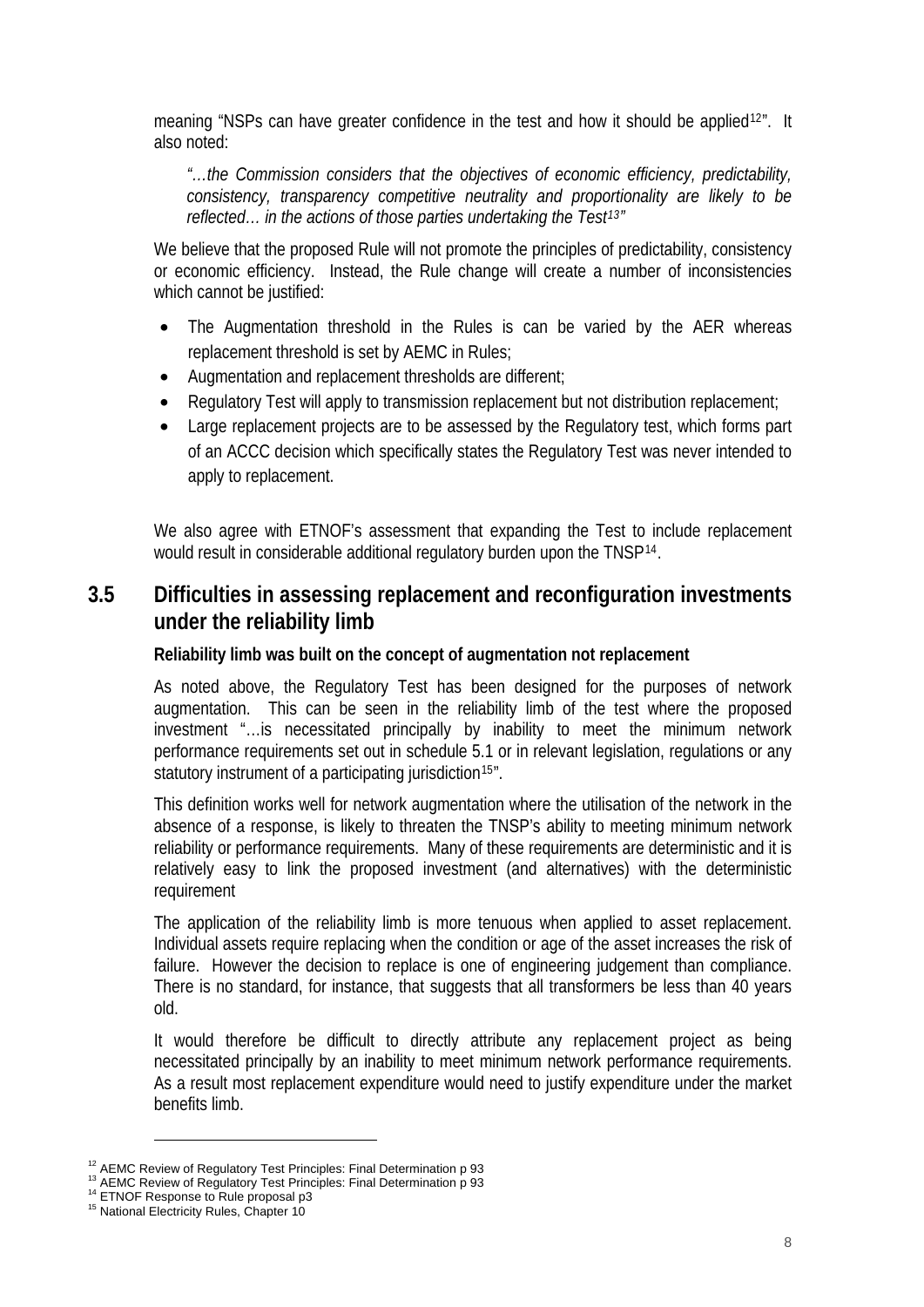meaning "NSPs can have greater confidence in the test and how it should be applied[12]". It also noted:

> *"…the Commission considers that the objectives of economic efficiency, predictability, consistency, transparency competitive neutrality and proportionality are likely to be reflected… in the actions of those parties undertaking the Test[13]"*

We believe that the proposed Rule will not promote the principles of predictability, consistency or economic efficiency. Instead, the Rule change will create a number of inconsistencies which cannot be justified:

- The Augmentation threshold in the Rules is can be varied by the AER whereas replacement threshold is set by AEMC in Rules;
- Augmentation and replacement thresholds are different;
- Regulatory Test will apply to transmission replacement but not distribution replacement;
- Large replacement projects are to be assessed by the Regulatory test, which forms part of an ACCC decision which specifically states the Regulatory Test was never intended to apply to replacement.

We also agree with ETNOF's assessment that expanding the Test to include replacement would result in considerable additional regulatory burden upon the TNSP[14].

## 3.5 Difficulties in assessing replacement and reconfiguration investments under the reliability limb

**Reliability limb was built on the concept of augmentation not replacement**

As noted above, the Regulatory Test has been designed for the purposes of network augmentation. This can be seen in the reliability limb of the test where the proposed investment "…is necessitated principally by inability to meet the minimum network performance requirements set out in schedule 5.1 or in relevant legislation, regulations or any statutory instrument of a participating jurisdiction[15]".

This definition works well for network augmentation where the utilisation of the network in the absence of a response, is likely to threaten the TNSP's ability to meeting minimum network reliability or performance requirements. Many of these requirements are deterministic and it is relatively easy to link the proposed investment (and alternatives) with the deterministic requirement

The application of the reliability limb is more tenuous when applied to asset replacement. Individual assets require replacing when the condition or age of the asset increases the risk of failure. However the decision to replace is one of engineering judgement than compliance. There is no standard, for instance, that suggests that all transformers be less than 40 years old.

It would therefore be difficult to directly attribute any replacement project as being necessitated principally by an inability to meet minimum network performance requirements. As a result most replacement expenditure would need to justify expenditure under the market benefits limb.

---

[12] AEMC Review of Regulatory Test Principles: Final Determination p 93
[13] AEMC Review of Regulatory Test Principles: Final Determination p 93
[14] ETNOF Response to Rule proposal p3
[15] National Electricity Rules, Chapter 10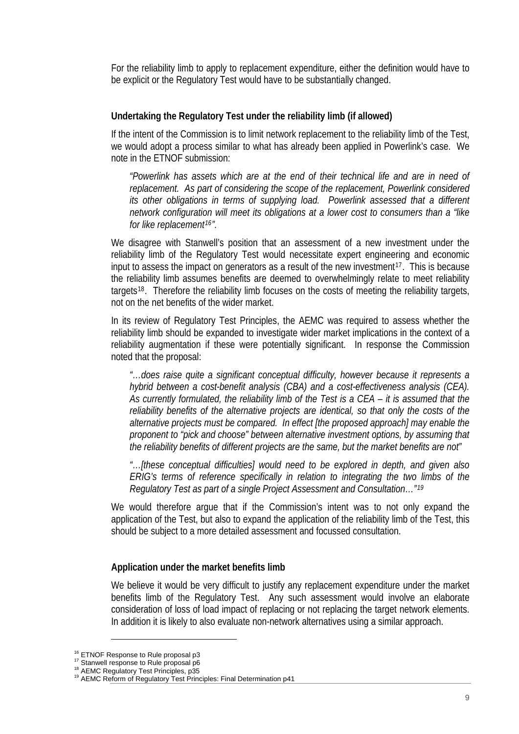For the reliability limb to apply to replacement expenditure, either the definition would have to be explicit or the Regulatory Test would have to be substantially changed.

**Undertaking the Regulatory Test under the reliability limb (if allowed)**

If the intent of the Commission is to limit network replacement to the reliability limb of the Test, we would adopt a process similar to what has already been applied in Powerlink's case. We note in the ETNOF submission:

> *"Powerlink has assets which are at the end of their technical life and are in need of replacement. As part of considering the scope of the replacement, Powerlink considered its other obligations in terms of supplying load. Powerlink assessed that a different network configuration will meet its obligations at a lower cost to consumers than a "like for like replacement[16]".*

We disagree with Stanwell's position that an assessment of a new investment under the reliability limb of the Regulatory Test would necessitate expert engineering and economic input to assess the impact on generators as a result of the new investment[17]. This is because the reliability limb assumes benefits are deemed to overwhelmingly relate to meet reliability targets[18]. Therefore the reliability limb focuses on the costs of meeting the reliability targets, not on the net benefits of the wider market.

In its review of Regulatory Test Principles, the AEMC was required to assess whether the reliability limb should be expanded to investigate wider market implications in the context of a reliability augmentation if these were potentially significant. In response the Commission noted that the proposal:

> *"…does raise quite a significant conceptual difficulty, however because it represents a hybrid between a cost-benefit analysis (CBA) and a cost-effectiveness analysis (CEA). As currently formulated, the reliability limb of the Test is a CEA – it is assumed that the reliability benefits of the alternative projects are identical, so that only the costs of the alternative projects must be compared. In effect [the proposed approach] may enable the proponent to "pick and choose" between alternative investment options, by assuming that the reliability benefits of different projects are the same, but the market benefits are not"*
>
> *"…[these conceptual difficulties] would need to be explored in depth, and given also ERIG's terms of reference specifically in relation to integrating the two limbs of the Regulatory Test as part of a single Project Assessment and Consultation…"[19]*

We would therefore argue that if the Commission's intent was to not only expand the application of the Test, but also to expand the application of the reliability limb of the Test, this should be subject to a more detailed assessment and focussed consultation.

**Application under the market benefits limb**

We believe it would be very difficult to justify any replacement expenditure under the market benefits limb of the Regulatory Test. Any such assessment would involve an elaborate consideration of loss of load impact of replacing or not replacing the target network elements. In addition it is likely to also evaluate non-network alternatives using a similar approach.

---

[16] ETNOF Response to Rule proposal p3
[17] Stanwell response to Rule proposal p6
[18] AEMC Regulatory Test Principles, p35
[19] AEMC Reform of Regulatory Test Principles: Final Determination p41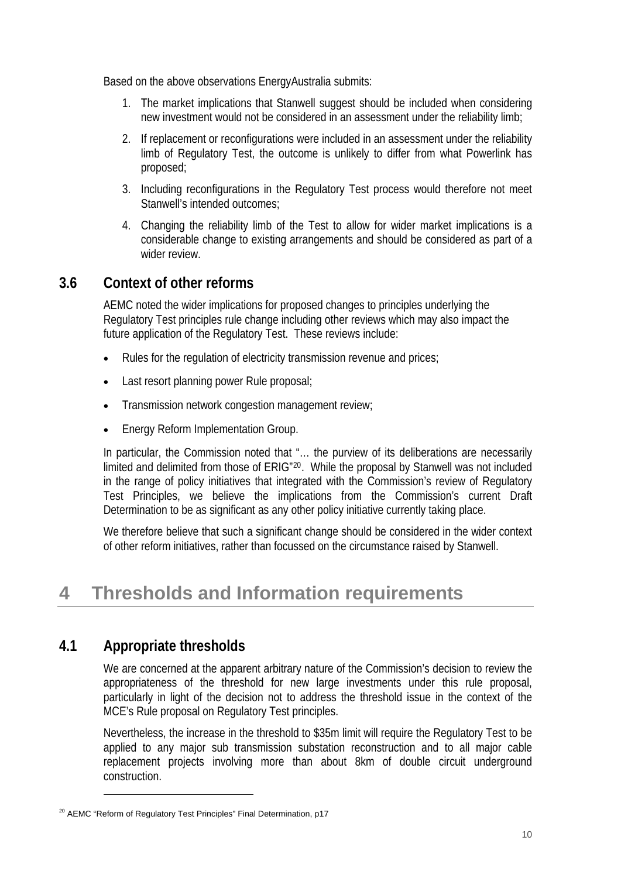Based on the above observations EnergyAustralia submits:

1. The market implications that Stanwell suggest should be included when considering new investment would not be considered in an assessment under the reliability limb;
2. If replacement or reconfigurations were included in an assessment under the reliability limb of Regulatory Test, the outcome is unlikely to differ from what Powerlink has proposed;
3. Including reconfigurations in the Regulatory Test process would therefore not meet Stanwell's intended outcomes;
4. Changing the reliability limb of the Test to allow for wider market implications is a considerable change to existing arrangements and should be considered as part of a wider review.

### 3.6 Context of other reforms

AEMC noted the wider implications for proposed changes to principles underlying the Regulatory Test principles rule change including other reviews which may also impact the future application of the Regulatory Test. These reviews include:

- Rules for the regulation of electricity transmission revenue and prices;
- Last resort planning power Rule proposal;
- Transmission network congestion management review;
- Energy Reform Implementation Group.

In particular, the Commission noted that "… the purview of its deliberations are necessarily limited and delimited from those of ERIG"[20]. While the proposal by Stanwell was not included in the range of policy initiatives that integrated with the Commission's review of Regulatory Test Principles, we believe the implications from the Commission's current Draft Determination to be as significant as any other policy initiative currently taking place.

We therefore believe that such a significant change should be considered in the wider context of other reform initiatives, rather than focussed on the circumstance raised by Stanwell.

## 4 Thresholds and Information requirements

### 4.1 Appropriate thresholds

We are concerned at the apparent arbitrary nature of the Commission's decision to review the appropriateness of the threshold for new large investments under this rule proposal, particularly in light of the decision not to address the threshold issue in the context of the MCE's Rule proposal on Regulatory Test principles.

Nevertheless, the increase in the threshold to $35m limit will require the Regulatory Test to be applied to any major sub transmission substation reconstruction and to all major cable replacement projects involving more than about 8km of double circuit underground construction.

[20] AEMC "Reform of Regulatory Test Principles" Final Determination, p17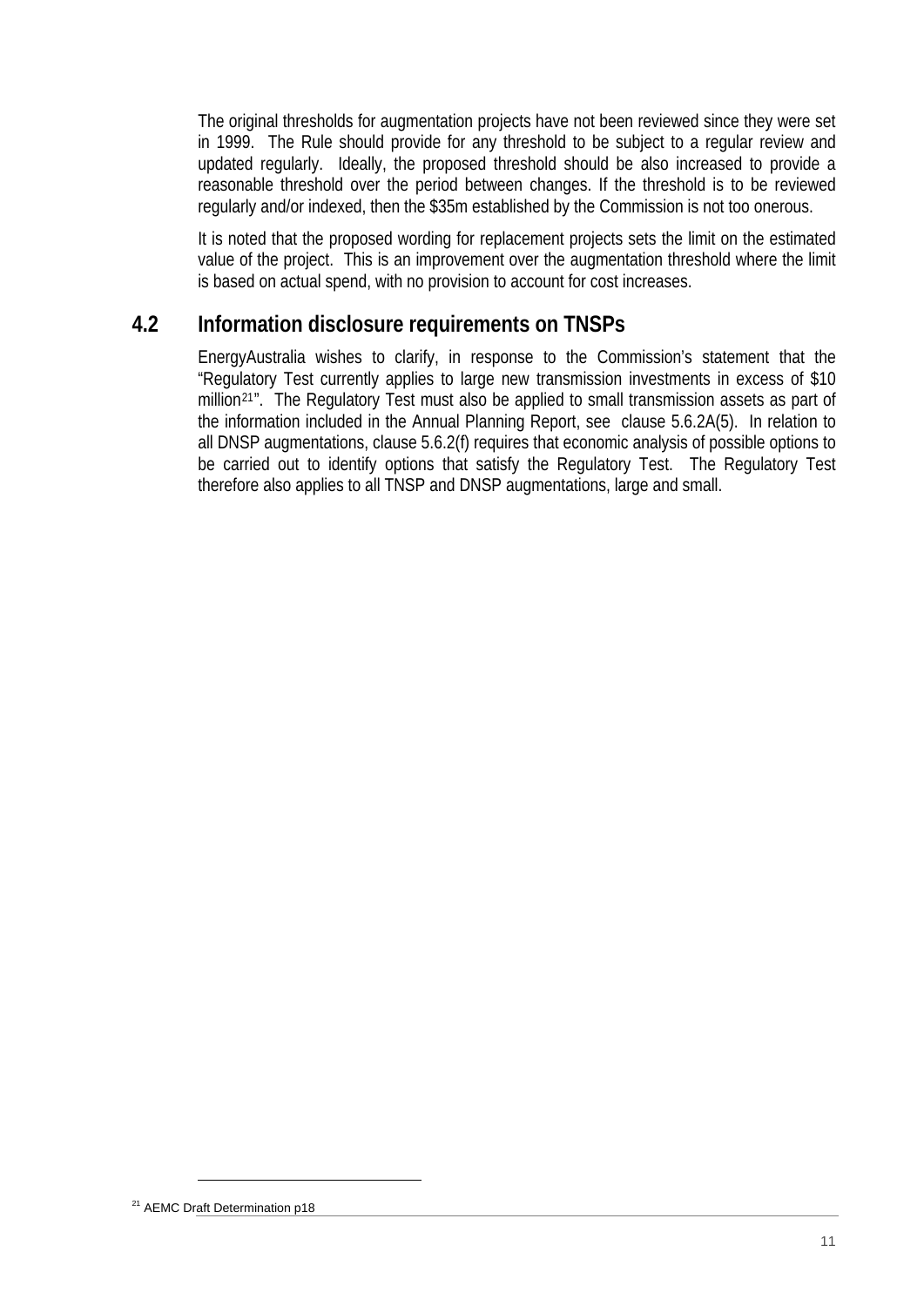The original thresholds for augmentation projects have not been reviewed since they were set in 1999. The Rule should provide for any threshold to be subject to a regular review and updated regularly. Ideally, the proposed threshold should be also increased to provide a reasonable threshold over the period between changes. If the threshold is to be reviewed regularly and/or indexed, then the $35m established by the Commission is not too onerous.

It is noted that the proposed wording for replacement projects sets the limit on the estimated value of the project. This is an improvement over the augmentation threshold where the limit is based on actual spend, with no provision to account for cost increases.

## 4.2 Information disclosure requirements on TNSPs

EnergyAustralia wishes to clarify, in response to the Commission's statement that the "Regulatory Test currently applies to large new transmission investments in excess of $10 million[21]". The Regulatory Test must also be applied to small transmission assets as part of the information included in the Annual Planning Report, see clause 5.6.2A(5). In relation to all DNSP augmentations, clause 5.6.2(f) requires that economic analysis of possible options to be carried out to identify options that satisfy the Regulatory Test. The Regulatory Test therefore also applies to all TNSP and DNSP augmentations, large and small.

[21] AEMC Draft Determination p18